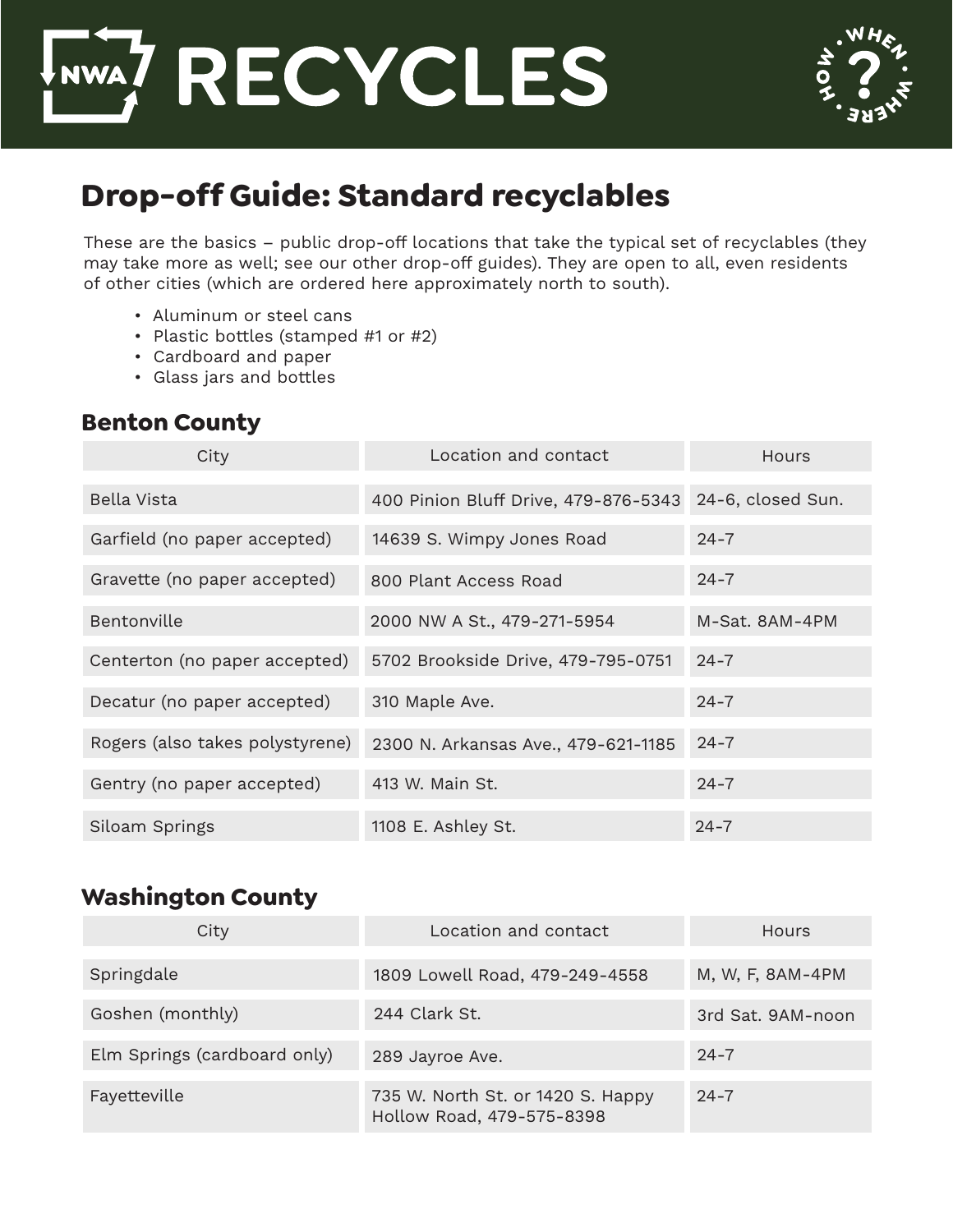# NWA RECYCLES

## Drop-off Guide: Standard recyclables

These are the basics – public drop-off locations that take the typical set of recyclables (they may take more as well; see our other drop-off guides). They are open to all, even residents of other cities (which are ordered here approximately north to south).

- Aluminum or steel cans
- Plastic bottles (stamped #1 or #2)
- Cardboard and paper
- Glass jars and bottles

### Benton County

| City | Location and contact | Hours |
|---|---|---|
| Bella Vista | 400 Pinion Bluff Drive, 479-876-5343 | 24-6, closed Sun. |
| Garfield (no paper accepted) | 14639 S. Wimpy Jones Road | 24-7 |
| Gravette (no paper accepted) | 800 Plant Access Road | 24-7 |
| Bentonville | 2000 NW A St., 479-271-5954 | M-Sat. 8AM-4PM |
| Centerton (no paper accepted) | 5702 Brookside Drive, 479-795-0751 | 24-7 |
| Decatur (no paper accepted) | 310 Maple Ave. | 24-7 |
| Rogers (also takes polystyrene) | 2300 N. Arkansas Ave., 479-621-1185 | 24-7 |
| Gentry (no paper accepted) | 413 W. Main St. | 24-7 |
| Siloam Springs | 1108 E. Ashley St. | 24-7 |

### Washington County

| City | Location and contact | Hours |
|---|---|---|
| Springdale | 1809 Lowell Road, 479-249-4558 | M, W, F, 8AM-4PM |
| Goshen (monthly) | 244 Clark St. | 3rd Sat. 9AM-noon |
| Elm Springs (cardboard only) | 289 Jayroe Ave. | 24-7 |
| Fayetteville | 735 W. North St. or 1420 S. Happy Hollow Road, 479-575-8398 | 24-7 |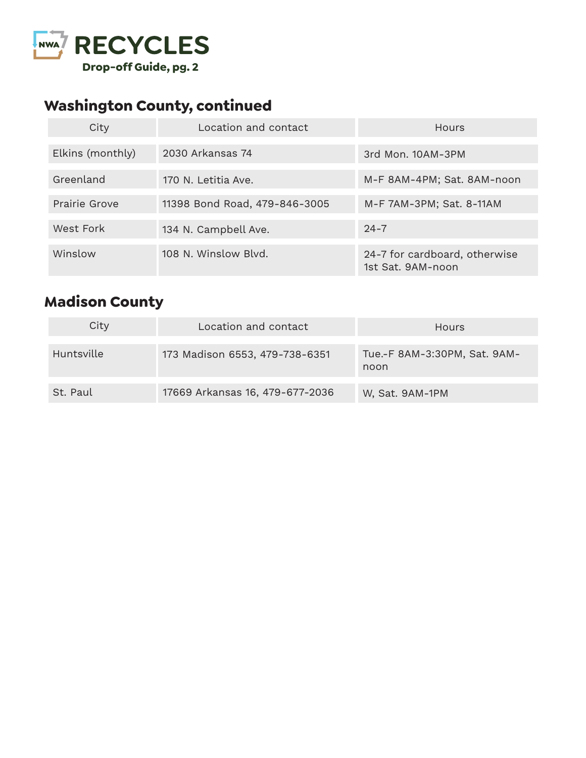# NWA RECYCLES

**Drop-off Guide, pg. 2**

## Washington County, continued

| City | Location and contact | Hours |
|---|---|---|
| Elkins (monthly) | 2030 Arkansas 74 | 3rd Mon. 10AM-3PM |
| Greenland | 170 N. Letitia Ave. | M-F 8AM-4PM; Sat. 8AM-noon |
| Prairie Grove | 11398 Bond Road, 479-846-3005 | M-F 7AM-3PM; Sat. 8-11AM |
| West Fork | 134 N. Campbell Ave. | 24-7 |
| Winslow | 108 N. Winslow Blvd. | 24-7 for cardboard, otherwise 1st Sat. 9AM-noon |

## Madison County

| City | Location and contact | Hours |
|---|---|---|
| Huntsville | 173 Madison 6553, 479-738-6351 | Tue.-F 8AM-3:30PM, Sat. 9AM-noon |
| St. Paul | 17669 Arkansas 16, 479-677-2036 | W, Sat. 9AM-1PM |